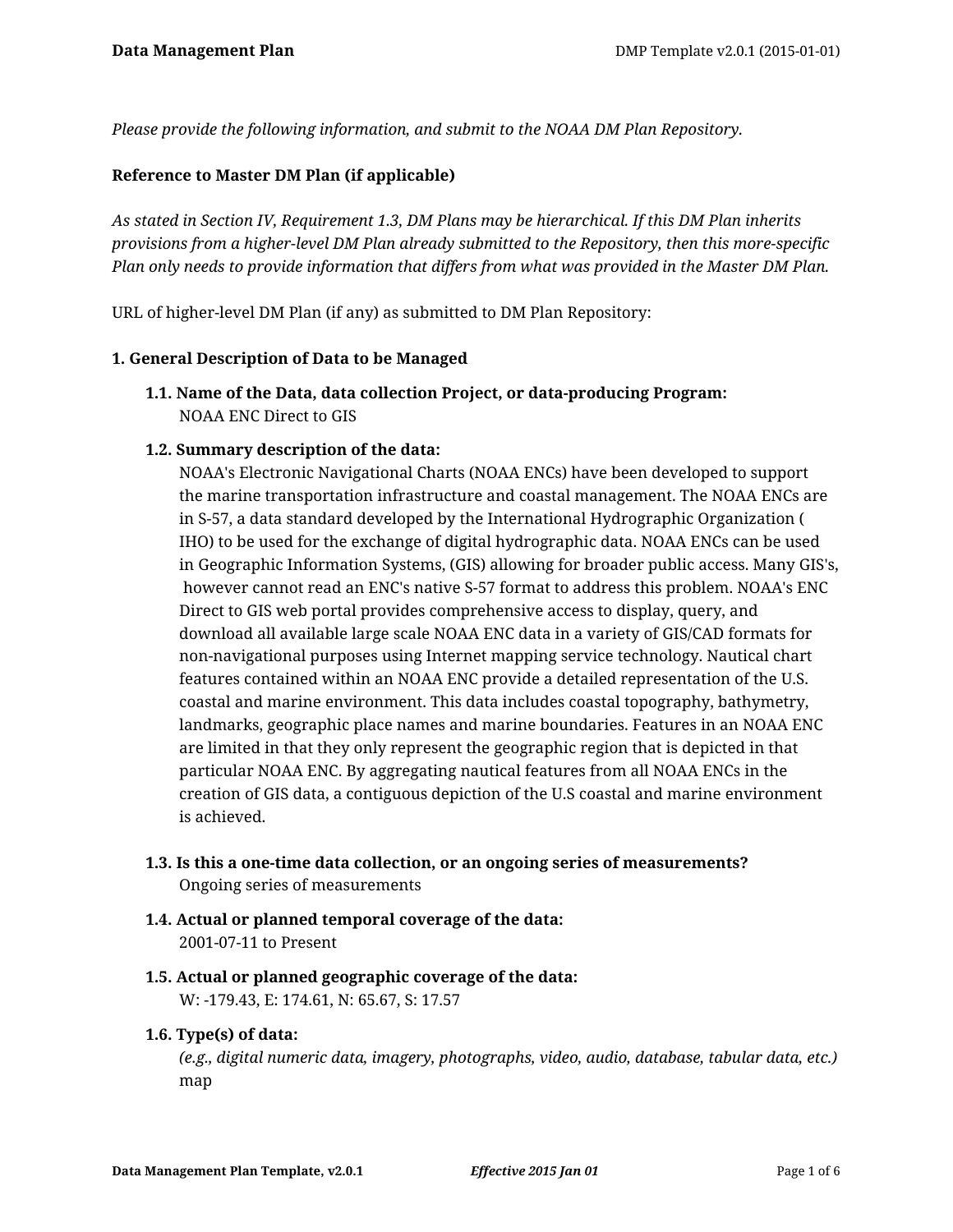*Please provide the following information, and submit to the NOAA DM Plan Repository.*

**Reference to Master DM Plan (if applicable)**

*As stated in Section IV, Requirement 1.3, DM Plans may be hierarchical. If this DM Plan inherits provisions from a higher-level DM Plan already submitted to the Repository, then this more-specific Plan only needs to provide information that differs from what was provided in the Master DM Plan.*

URL of higher-level DM Plan (if any) as submitted to DM Plan Repository:

**1. General Description of Data to be Managed**

**1.1. Name of the Data, data collection Project, or data-producing Program:**
NOAA ENC Direct to GIS

**1.2. Summary description of the data:**
NOAA's Electronic Navigational Charts (NOAA ENCs) have been developed to support the marine transportation infrastructure and coastal management. The NOAA ENCs are in S-57, a data standard developed by the International Hydrographic Organization ( IHO) to be used for the exchange of digital hydrographic data. NOAA ENCs can be used in Geographic Information Systems, (GIS) allowing for broader public access. Many GIS's, however cannot read an ENC's native S-57 format to address this problem. NOAA's ENC Direct to GIS web portal provides comprehensive access to display, query, and download all available large scale NOAA ENC data in a variety of GIS/CAD formats for non-navigational purposes using Internet mapping service technology. Nautical chart features contained within an NOAA ENC provide a detailed representation of the U.S. coastal and marine environment. This data includes coastal topography, bathymetry, landmarks, geographic place names and marine boundaries. Features in an NOAA ENC are limited in that they only represent the geographic region that is depicted in that particular NOAA ENC. By aggregating nautical features from all NOAA ENCs in the creation of GIS data, a contiguous depiction of the U.S coastal and marine environment is achieved.

**1.3. Is this a one-time data collection, or an ongoing series of measurements?**
Ongoing series of measurements

**1.4. Actual or planned temporal coverage of the data:**
2001-07-11 to Present

**1.5. Actual or planned geographic coverage of the data:**
W: -179.43, E: 174.61, N: 65.67, S: 17.57

**1.6. Type(s) of data:**
*(e.g., digital numeric data, imagery, photographs, video, audio, database, tabular data, etc.)*
map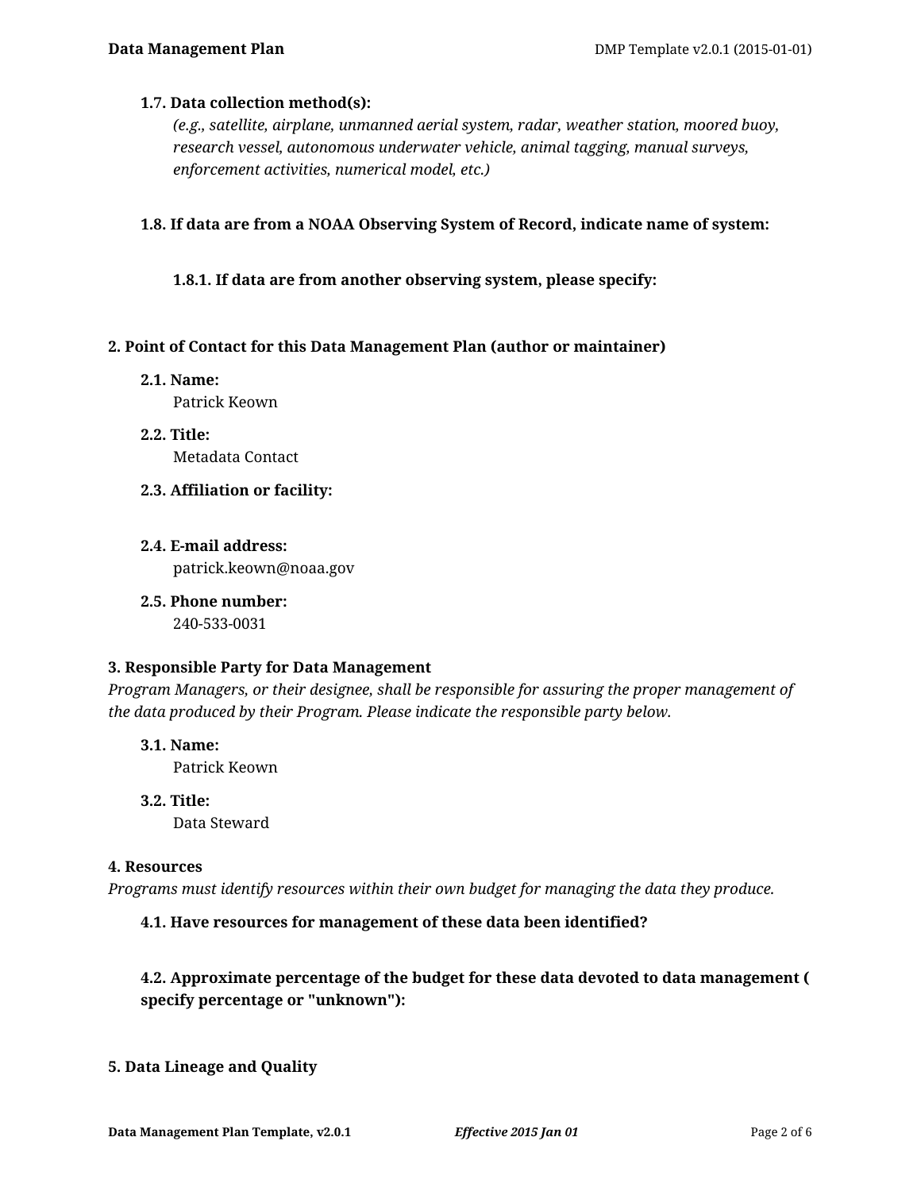**1.7. Data collection method(s):**

*(e.g., satellite, airplane, unmanned aerial system, radar, weather station, moored buoy, research vessel, autonomous underwater vehicle, animal tagging, manual surveys, enforcement activities, numerical model, etc.)*

**1.8. If data are from a NOAA Observing System of Record, indicate name of system:**

**1.8.1. If data are from another observing system, please specify:**

## 2. Point of Contact for this Data Management Plan (author or maintainer)

**2.1. Name:**

Patrick Keown

**2.2. Title:**

Metadata Contact

**2.3. Affiliation or facility:**

**2.4. E-mail address:**

patrick.keown@noaa.gov

**2.5. Phone number:**

240-533-0031

## 3. Responsible Party for Data Management

*Program Managers, or their designee, shall be responsible for assuring the proper management of the data produced by their Program. Please indicate the responsible party below.*

**3.1. Name:**

Patrick Keown

**3.2. Title:**

Data Steward

## 4. Resources

*Programs must identify resources within their own budget for managing the data they produce.*

**4.1. Have resources for management of these data been identified?**

**4.2. Approximate percentage of the budget for these data devoted to data management ( specify percentage or "unknown"):**

## 5. Data Lineage and Quality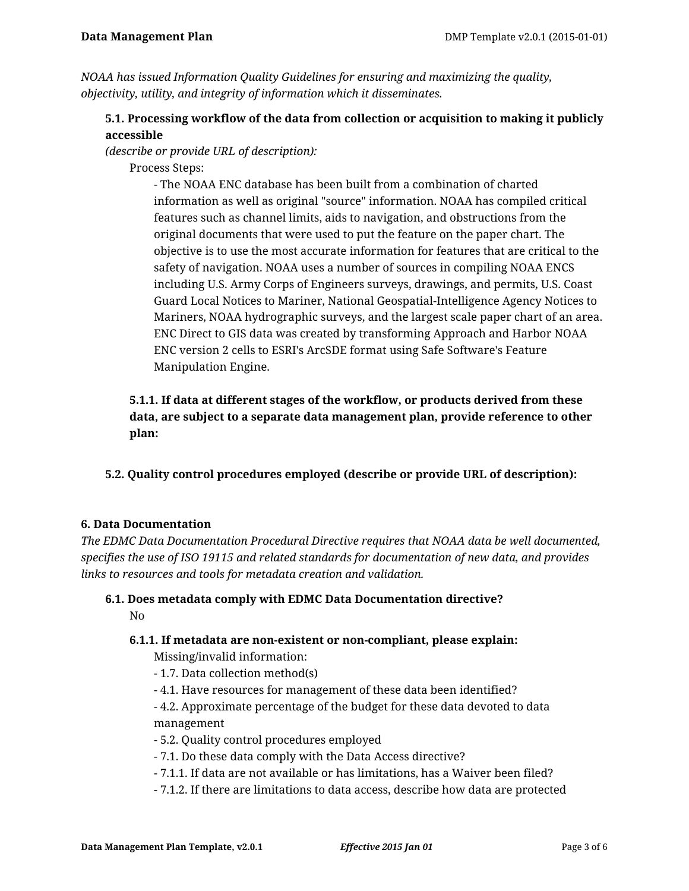*NOAA has issued Information Quality Guidelines for ensuring and maximizing the quality, objectivity, utility, and integrity of information which it disseminates.*

### 5.1. Processing workflow of the data from collection or acquisition to making it publicly accessible

*(describe or provide URL of description):*

Process Steps:

- The NOAA ENC database has been built from a combination of charted information as well as original "source" information. NOAA has compiled critical features such as channel limits, aids to navigation, and obstructions from the original documents that were used to put the feature on the paper chart. The objective is to use the most accurate information for features that are critical to the safety of navigation. NOAA uses a number of sources in compiling NOAA ENCS including U.S. Army Corps of Engineers surveys, drawings, and permits, U.S. Coast Guard Local Notices to Mariner, National Geospatial-Intelligence Agency Notices to Mariners, NOAA hydrographic surveys, and the largest scale paper chart of an area. ENC Direct to GIS data was created by transforming Approach and Harbor NOAA ENC version 2 cells to ESRI's ArcSDE format using Safe Software's Feature Manipulation Engine.

#### 5.1.1. If data at different stages of the workflow, or products derived from these data, are subject to a separate data management plan, provide reference to other plan:

### 5.2. Quality control procedures employed (describe or provide URL of description):

## 6. Data Documentation

*The EDMC Data Documentation Procedural Directive requires that NOAA data be well documented, specifies the use of ISO 19115 and related standards for documentation of new data, and provides links to resources and tools for metadata creation and validation.*

### 6.1. Does metadata comply with EDMC Data Documentation directive?

No

#### 6.1.1. If metadata are non-existent or non-compliant, please explain:

Missing/invalid information:

- 1.7. Data collection method(s)
- 4.1. Have resources for management of these data been identified?
- 4.2. Approximate percentage of the budget for these data devoted to data management
- 5.2. Quality control procedures employed
- 7.1. Do these data comply with the Data Access directive?
- 7.1.1. If data are not available or has limitations, has a Waiver been filed?
- 7.1.2. If there are limitations to data access, describe how data are protected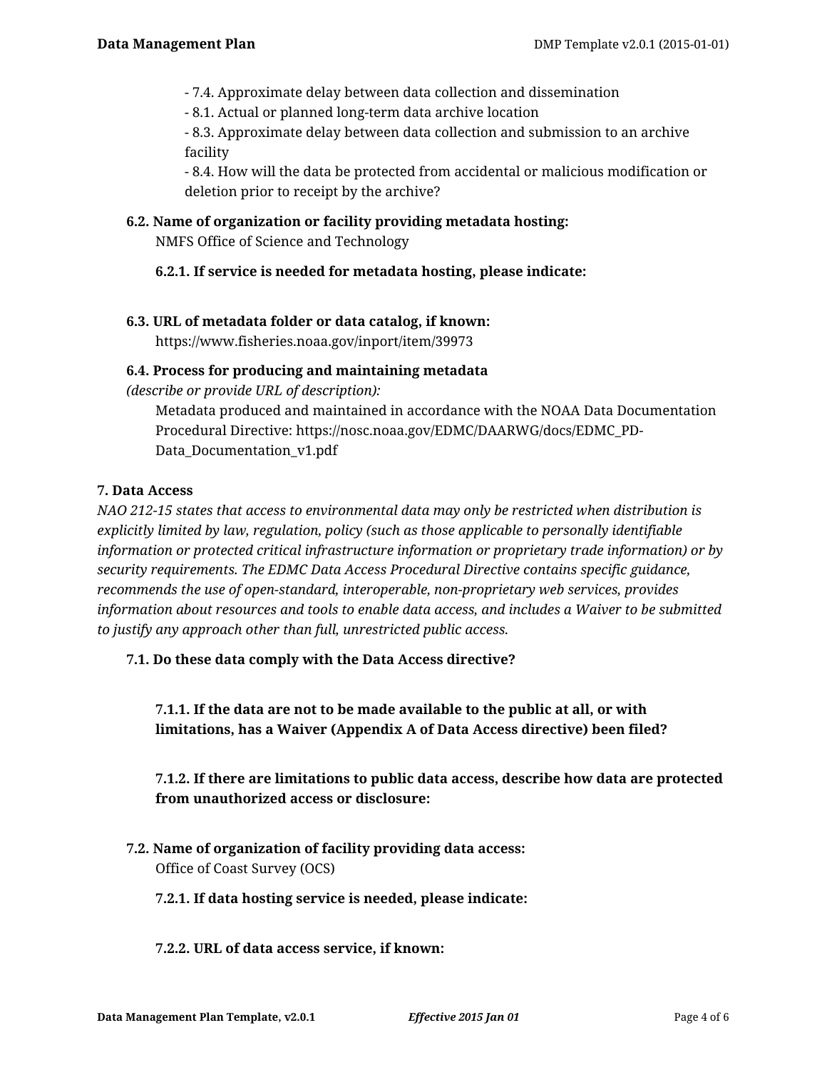- 7.4. Approximate delay between data collection and dissemination
- 8.1. Actual or planned long-term data archive location
- 8.3. Approximate delay between data collection and submission to an archive facility
- 8.4. How will the data be protected from accidental or malicious modification or deletion prior to receipt by the archive?

**6.2. Name of organization or facility providing metadata hosting:**
NMFS Office of Science and Technology

**6.2.1. If service is needed for metadata hosting, please indicate:**

**6.3. URL of metadata folder or data catalog, if known:**
https://www.fisheries.noaa.gov/inport/item/39973

**6.4. Process for producing and maintaining metadata**
*(describe or provide URL of description):*
Metadata produced and maintained in accordance with the NOAA Data Documentation Procedural Directive: https://nosc.noaa.gov/EDMC/DAARWG/docs/EDMC_PD-Data_Documentation_v1.pdf

**7. Data Access**

*NAO 212-15 states that access to environmental data may only be restricted when distribution is explicitly limited by law, regulation, policy (such as those applicable to personally identifiable information or protected critical infrastructure information or proprietary trade information) or by security requirements. The EDMC Data Access Procedural Directive contains specific guidance, recommends the use of open-standard, interoperable, non-proprietary web services, provides information about resources and tools to enable data access, and includes a Waiver to be submitted to justify any approach other than full, unrestricted public access.*

**7.1. Do these data comply with the Data Access directive?**

**7.1.1. If the data are not to be made available to the public at all, or with limitations, has a Waiver (Appendix A of Data Access directive) been filed?**

**7.1.2. If there are limitations to public data access, describe how data are protected from unauthorized access or disclosure:**

**7.2. Name of organization of facility providing data access:**
Office of Coast Survey (OCS)

**7.2.1. If data hosting service is needed, please indicate:**

**7.2.2. URL of data access service, if known:**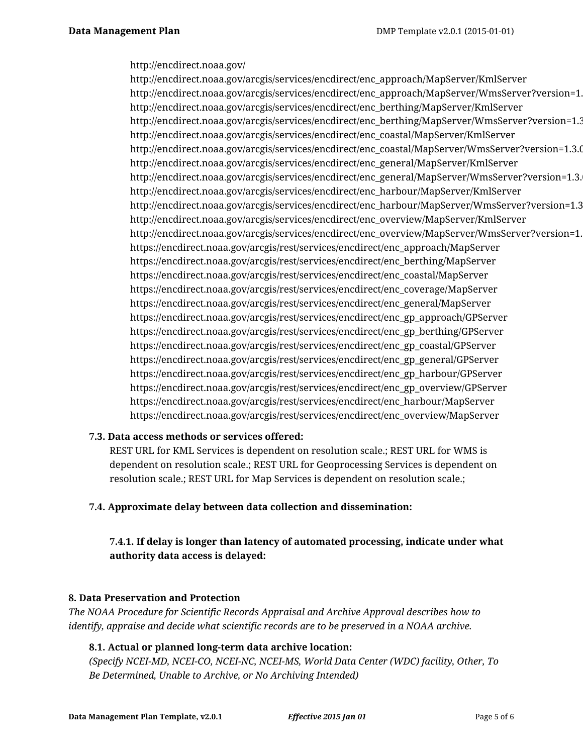http://encdirect.noaa.gov/
http://encdirect.noaa.gov/arcgis/services/encdirect/enc_approach/MapServer/KmlServer
http://encdirect.noaa.gov/arcgis/services/encdirect/enc_approach/MapServer/WmsServer?version=1.
http://encdirect.noaa.gov/arcgis/services/encdirect/enc_berthing/MapServer/KmlServer
http://encdirect.noaa.gov/arcgis/services/encdirect/enc_berthing/MapServer/WmsServer?version=1.3
http://encdirect.noaa.gov/arcgis/services/encdirect/enc_coastal/MapServer/KmlServer
http://encdirect.noaa.gov/arcgis/services/encdirect/enc_coastal/MapServer/WmsServer?version=1.3.0
http://encdirect.noaa.gov/arcgis/services/encdirect/enc_general/MapServer/KmlServer
http://encdirect.noaa.gov/arcgis/services/encdirect/enc_general/MapServer/WmsServer?version=1.3.
http://encdirect.noaa.gov/arcgis/services/encdirect/enc_harbour/MapServer/KmlServer
http://encdirect.noaa.gov/arcgis/services/encdirect/enc_harbour/MapServer/WmsServer?version=1.3
http://encdirect.noaa.gov/arcgis/services/encdirect/enc_overview/MapServer/KmlServer
http://encdirect.noaa.gov/arcgis/services/encdirect/enc_overview/MapServer/WmsServer?version=1.
https://encdirect.noaa.gov/arcgis/rest/services/encdirect/enc_approach/MapServer
https://encdirect.noaa.gov/arcgis/rest/services/encdirect/enc_berthing/MapServer
https://encdirect.noaa.gov/arcgis/rest/services/encdirect/enc_coastal/MapServer
https://encdirect.noaa.gov/arcgis/rest/services/encdirect/enc_coverage/MapServer
https://encdirect.noaa.gov/arcgis/rest/services/encdirect/enc_general/MapServer
https://encdirect.noaa.gov/arcgis/rest/services/encdirect/enc_gp_approach/GPServer
https://encdirect.noaa.gov/arcgis/rest/services/encdirect/enc_gp_berthing/GPServer
https://encdirect.noaa.gov/arcgis/rest/services/encdirect/enc_gp_coastal/GPServer
https://encdirect.noaa.gov/arcgis/rest/services/encdirect/enc_gp_general/GPServer
https://encdirect.noaa.gov/arcgis/rest/services/encdirect/enc_gp_harbour/GPServer
https://encdirect.noaa.gov/arcgis/rest/services/encdirect/enc_gp_overview/GPServer
https://encdirect.noaa.gov/arcgis/rest/services/encdirect/enc_harbour/MapServer
https://encdirect.noaa.gov/arcgis/rest/services/encdirect/enc_overview/MapServer

### 7.3. Data access methods or services offered:

REST URL for KML Services is dependent on resolution scale.; REST URL for WMS is dependent on resolution scale.; REST URL for Geoprocessing Services is dependent on resolution scale.; REST URL for Map Services is dependent on resolution scale.;

### 7.4. Approximate delay between data collection and dissemination:

#### 7.4.1. If delay is longer than latency of automated processing, indicate under what authority data access is delayed:

## 8. Data Preservation and Protection

*The NOAA Procedure for Scientific Records Appraisal and Archive Approval describes how to identify, appraise and decide what scientific records are to be preserved in a NOAA archive.*

### 8.1. Actual or planned long-term data archive location:

*(Specify NCEI-MD, NCEI-CO, NCEI-NC, NCEI-MS, World Data Center (WDC) facility, Other, To Be Determined, Unable to Archive, or No Archiving Intended)*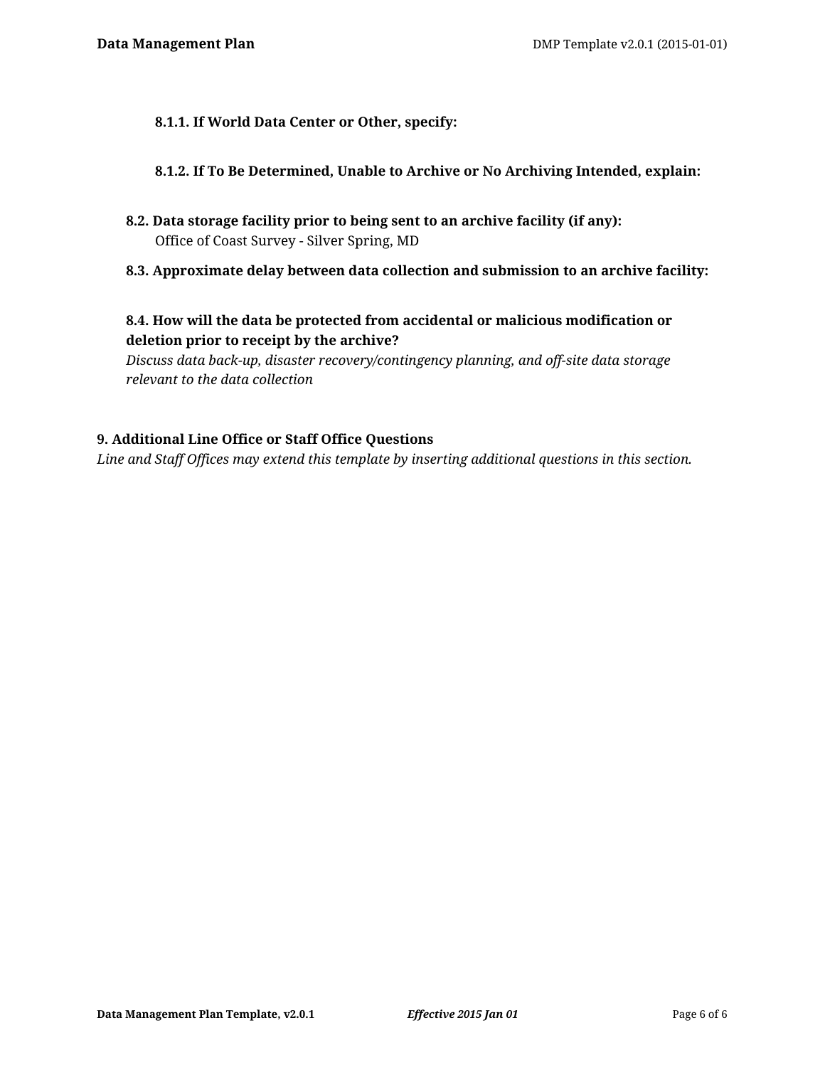**8.1.1. If World Data Center or Other, specify:**

**8.1.2. If To Be Determined, Unable to Archive or No Archiving Intended, explain:**

**8.2. Data storage facility prior to being sent to an archive facility (if any):**
Office of Coast Survey - Silver Spring, MD

**8.3. Approximate delay between data collection and submission to an archive facility:**

**8.4. How will the data be protected from accidental or malicious modification or deletion prior to receipt by the archive?**
*Discuss data back-up, disaster recovery/contingency planning, and off-site data storage relevant to the data collection*

## 9. Additional Line Office or Staff Office Questions

*Line and Staff Offices may extend this template by inserting additional questions in this section.*